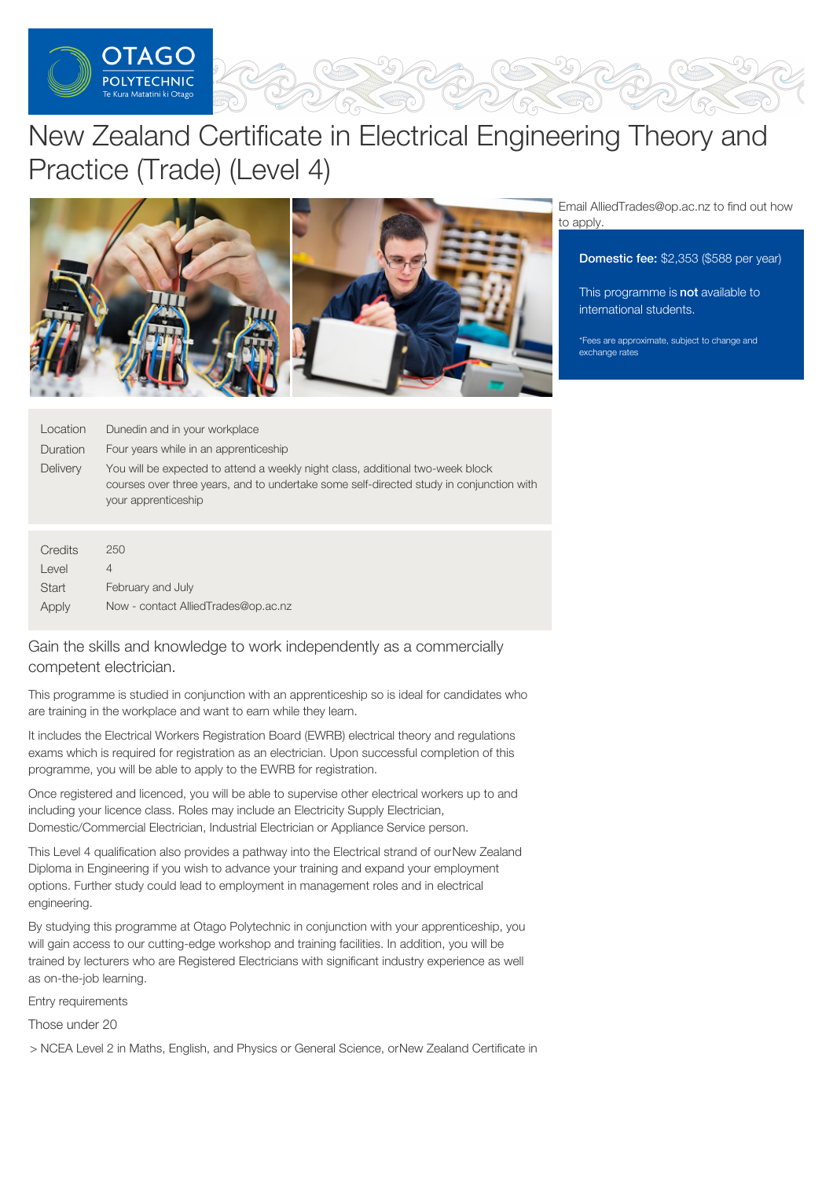# New Zealand Certificate in Electrical Engineering Theory and Practice (Trade) (Level 4)

Email AlliedTrades@op.ac.nz to find out how to apply.

**Domestic fee:** $2,353 ($588 per year)

This programme is **not** available to international students.

*Fees are approximate, subject to change and exchange rates

| | |
|---|---|
| Location | Dunedin and in your workplace |
| Duration | Four years while in an apprenticeship |
| Delivery | You will be expected to attend a weekly night class, additional two-week block courses over three years, and to undertake some self-directed study in conjunction with your apprenticeship |

| | |
|---|---|
| Credits | 250 |
| Level | 4 |
| Start | February and July |
| Apply | Now - contact AlliedTrades@op.ac.nz |

## Gain the skills and knowledge to work independently as a commercially competent electrician.

This programme is studied in conjunction with an apprenticeship so is ideal for candidates who are training in the workplace and want to earn while they learn.

It includes the Electrical Workers Registration Board (EWRB) electrical theory and regulations exams which is required for registration as an electrician. Upon successful completion of this programme, you will be able to apply to the EWRB for registration.

Once registered and licenced, you will be able to supervise other electrical workers up to and including your licence class. Roles may include an Electricity Supply Electrician, Domestic/Commercial Electrician, Industrial Electrician or Appliance Service person.

This Level 4 qualification also provides a pathway into the Electrical strand of ourNew Zealand Diploma in Engineering if you wish to advance your training and expand your employment options. Further study could lead to employment in management roles and in electrical engineering.

By studying this programme at Otago Polytechnic in conjunction with your apprenticeship, you will gain access to our cutting-edge workshop and training facilities. In addition, you will be trained by lecturers who are Registered Electricians with significant industry experience as well as on-the-job learning.

Entry requirements

Those under 20

> NCEA Level 2 in Maths, English, and Physics or General Science, orNew Zealand Certificate in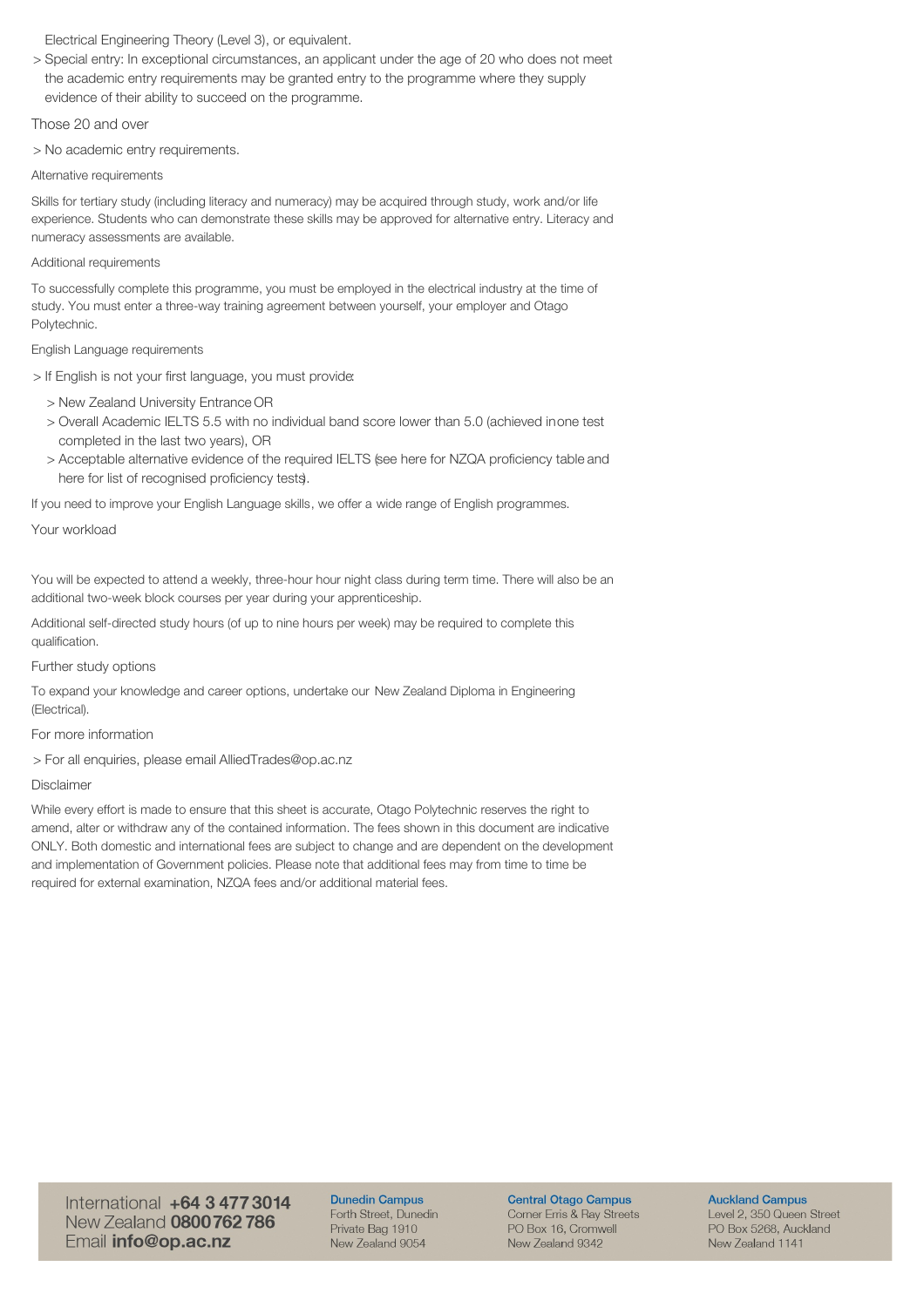Electrical Engineering Theory (Level 3), or equivalent.

- Special entry: In exceptional circumstances, an applicant under the age of 20 who does not meet the academic entry requirements may be granted entry to the programme where they supply evidence of their ability to succeed on the programme.

Those 20 and over

- No academic entry requirements.

Alternative requirements

Skills for tertiary study (including literacy and numeracy) may be acquired through study, work and/or life experience. Students who can demonstrate these skills may be approved for alternative entry. Literacy and numeracy assessments are available.

Additional requirements

To successfully complete this programme, you must be employed in the electrical industry at the time of study. You must enter a three-way training agreement between yourself, your employer and Otago Polytechnic.

English Language requirements

- If English is not your first language, you must provide:
  - New Zealand University Entrance OR
  - Overall Academic IELTS 5.5 with no individual band score lower than 5.0 (achieved in one test completed in the last two years), OR
  - Acceptable alternative evidence of the required IELTS (see here for NZQA proficiency table and here for list of recognised proficiency tests).

If you need to improve your English Language skills, we offer a wide range of English programmes.

## Your workload

You will be expected to attend a weekly, three-hour hour night class during term time. There will also be an additional two-week block courses per year during your apprenticeship.

Additional self-directed study hours (of up to nine hours per week) may be required to complete this qualification.

## Further study options

To expand your knowledge and career options, undertake our New Zealand Diploma in Engineering (Electrical).

## For more information

- For all enquiries, please email AlliedTrades@op.ac.nz

## Disclaimer

While every effort is made to ensure that this sheet is accurate, Otago Polytechnic reserves the right to amend, alter or withdraw any of the contained information. The fees shown in this document are indicative ONLY. Both domestic and international fees are subject to change and are dependent on the development and implementation of Government policies. Please note that additional fees may from time to time be required for external examination, NZQA fees and/or additional material fees.

International **+64 3 477 3014**
New Zealand **0800 762 786**
Email **info@op.ac.nz**

**Dunedin Campus**
Forth Street, Dunedin
Private Bag 1910
New Zealand 9054

**Central Otago Campus**
Corner Erris & Ray Streets
PO Box 16, Cromwell
New Zealand 9342

**Auckland Campus**
Level 2, 350 Queen Street
PO Box 5268, Auckland
New Zealand 1141